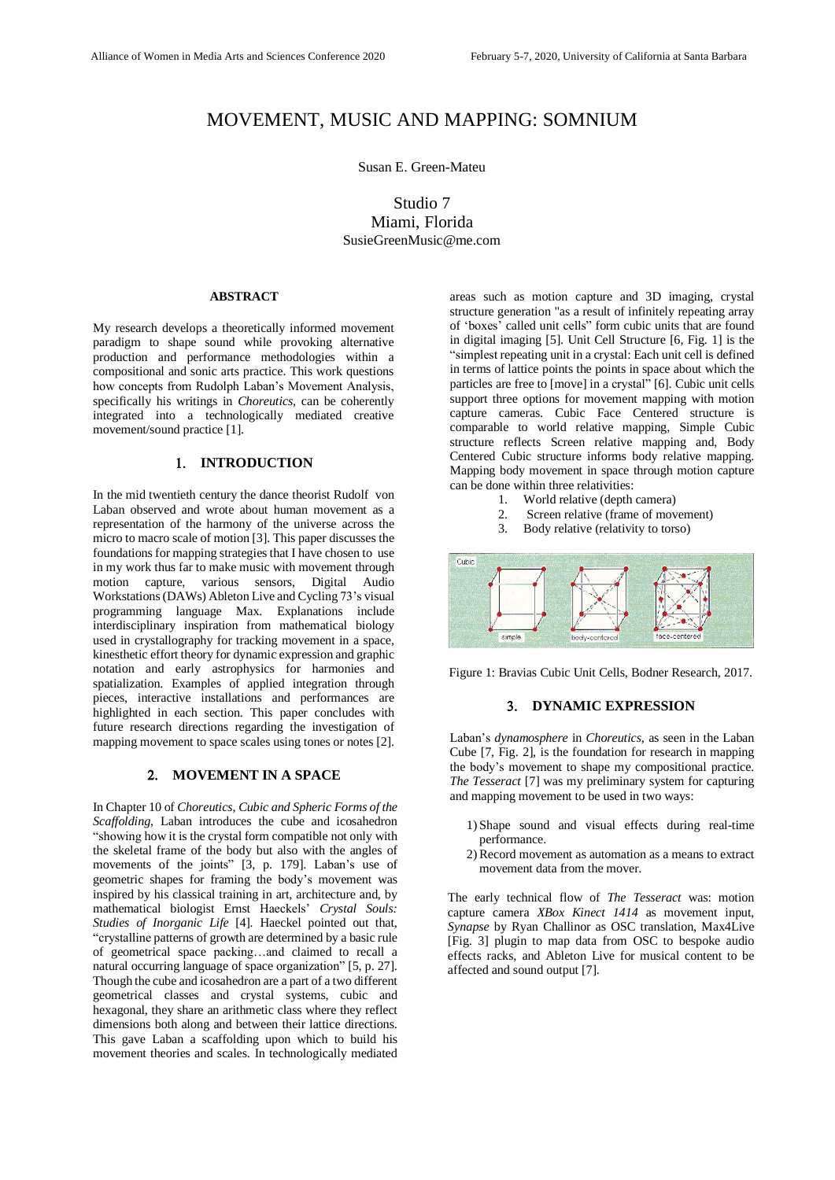# MOVEMENT, MUSIC AND MAPPING: SOMNIUM

Susan E. Green-Mateu

Studio 7
Miami, Florida
SusieGreenMusic@me.com

## ABSTRACT

My research develops a theoretically informed movement paradigm to shape sound while provoking alternative production and performance methodologies within a compositional and sonic arts practice. This work questions how concepts from Rudolph Laban's Movement Analysis, specifically his writings in *Choreutics*, can be coherently integrated into a technologically mediated creative movement/sound practice [1].

## 1. INTRODUCTION

In the mid twentieth century the dance theorist Rudolf von Laban observed and wrote about human movement as a representation of the harmony of the universe across the micro to macro scale of motion [3]. This paper discusses the foundations for mapping strategies that I have chosen to use in my work thus far to make music with movement through motion capture, various sensors, Digital Audio Workstations (DAWs) Ableton Live and Cycling 73's visual programming language Max. Explanations include interdisciplinary inspiration from mathematical biology used in crystallography for tracking movement in a space, kinesthetic effort theory for dynamic expression and graphic notation and early astrophysics for harmonies and spatialization. Examples of applied integration through pieces, interactive installations and performances are highlighted in each section. This paper concludes with future research directions regarding the investigation of mapping movement to space scales using tones or notes [2].

## 2. MOVEMENT IN A SPACE

In Chapter 10 of *Choreutics*, *Cubic and Spheric Forms of the Scaffolding*, Laban introduces the cube and icosahedron "showing how it is the crystal form compatible not only with the skeletal frame of the body but also with the angles of movements of the joints" [3, p. 179]. Laban's use of geometric shapes for framing the body's movement was inspired by his classical training in art, architecture and, by mathematical biologist Ernst Haeckels' *Crystal Souls: Studies of Inorganic Life* [4]. Haeckel pointed out that, "crystalline patterns of growth are determined by a basic rule of geometrical space packing…and claimed to recall a natural occurring language of space organization" [5, p. 27]. Though the cube and icosahedron are a part of a two different geometrical classes and crystal systems, cubic and hexagonal, they share an arithmetic class where they reflect dimensions both along and between their lattice directions. This gave Laban a scaffolding upon which to build his movement theories and scales. In technologically mediated areas such as motion capture and 3D imaging, crystal structure generation "as a result of infinitely repeating array of 'boxes' called unit cells" form cubic units that are found in digital imaging [5]. Unit Cell Structure [6, Fig. 1] is the "simplest repeating unit in a crystal: Each unit cell is defined in terms of lattice points the points in space about which the particles are free to [move] in a crystal" [6]. Cubic unit cells support three options for movement mapping with motion capture cameras. Cubic Face Centered structure is comparable to world relative mapping, Simple Cubic structure reflects Screen relative mapping and, Body Centered Cubic structure informs body relative mapping. Mapping body movement in space through motion capture can be done within three relativities:

1. World relative (depth camera)
2. Screen relative (frame of movement)
3. Body relative (relativity to torso)

Figure 1: Bravias Cubic Unit Cells, Bodner Research, 2017.

## 3. DYNAMIC EXPRESSION

Laban's *dynamosphere* in *Choreutics*, as seen in the Laban Cube [7, Fig. 2], is the foundation for research in mapping the body's movement to shape my compositional practice. *The Tesseract* [7] was my preliminary system for capturing and mapping movement to be used in two ways:

1) Shape sound and visual effects during real-time performance.
2) Record movement as automation as a means to extract movement data from the mover.

The early technical flow of *The Tesseract* was: motion capture camera *XBox Kinect 1414* as movement input, *Synapse* by Ryan Challinor as OSC translation, Max4Live [Fig. 3] plugin to map data from OSC to bespoke audio effects racks, and Ableton Live for musical content to be affected and sound output [7].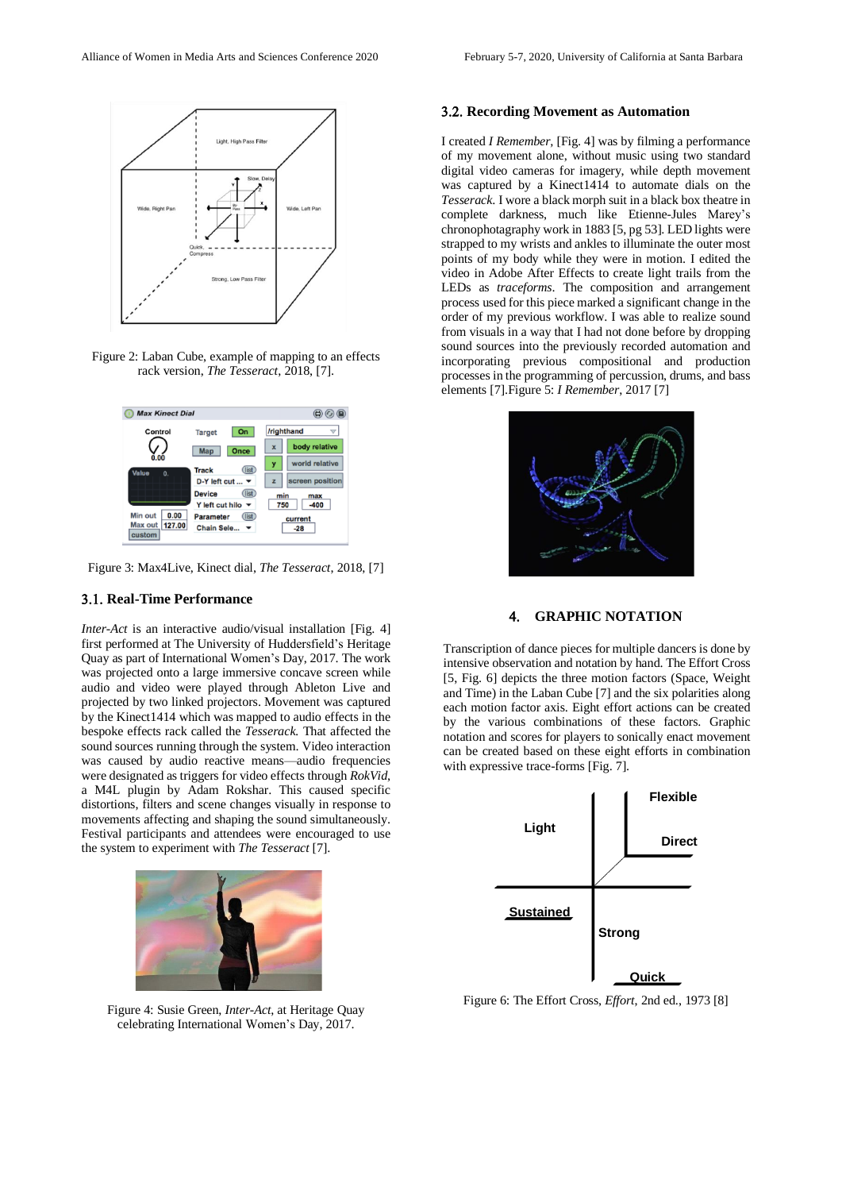Figure 2: Laban Cube, example of mapping to an effects rack version, *The Tesseract*, 2018, [7].

Figure 3: Max4Live, Kinect dial, *The Tesseract*, 2018, [7]

### 3.1. Real-Time Performance

*Inter-Act* is an interactive audio/visual installation [Fig. 4] first performed at The University of Huddersfield's Heritage Quay as part of International Women's Day, 2017. The work was projected onto a large immersive concave screen while audio and video were played through Ableton Live and projected by two linked projectors. Movement was captured by the Kinect1414 which was mapped to audio effects in the bespoke effects rack called the *Tesserack*. That affected the sound sources running through the system. Video interaction was caused by audio reactive means—audio frequencies were designated as triggers for video effects through *RokVid*, a M4L plugin by Adam Rokshar. This caused specific distortions, filters and scene changes visually in response to movements affecting and shaping the sound simultaneously. Festival participants and attendees were encouraged to use the system to experiment with *The Tesseract* [7].

Figure 4: Susie Green, *Inter-Act*, at Heritage Quay celebrating International Women's Day, 2017.

### 3.2. Recording Movement as Automation

I created *I Remember*, [Fig. 4] was by filming a performance of my movement alone, without music using two standard digital video cameras for imagery, while depth movement was captured by a Kinect1414 to automate dials on the *Tesserack*. I wore a black morph suit in a black box theatre in complete darkness, much like Etienne-Jules Marey's chronophotagraphy work in 1883 [5, pg 53]. LED lights were strapped to my wrists and ankles to illuminate the outer most points of my body while they were in motion. I edited the video in Adobe After Effects to create light trails from the LEDs as *traceforms*. The composition and arrangement process used for this piece marked a significant change in the order of my previous workflow. I was able to realize sound from visuals in a way that I had not done before by dropping sound sources into the previously recorded automation and incorporating previous compositional and production processes in the programming of percussion, drums, and bass elements [7].Figure 5: *I Remember*, 2017 [7]

## 4. GRAPHIC NOTATION

Transcription of dance pieces for multiple dancers is done by intensive observation and notation by hand. The Effort Cross [5, Fig. 6] depicts the three motion factors (Space, Weight and Time) in the Laban Cube [7] and the six polarities along each motion factor axis. Eight effort actions can be created by the various combinations of these factors. Graphic notation and scores for players to sonically enact movement can be created based on these eight efforts in combination with expressive trace-forms [Fig. 7].

Figure 6: The Effort Cross, *Effort*, 2nd ed., 1973 [8]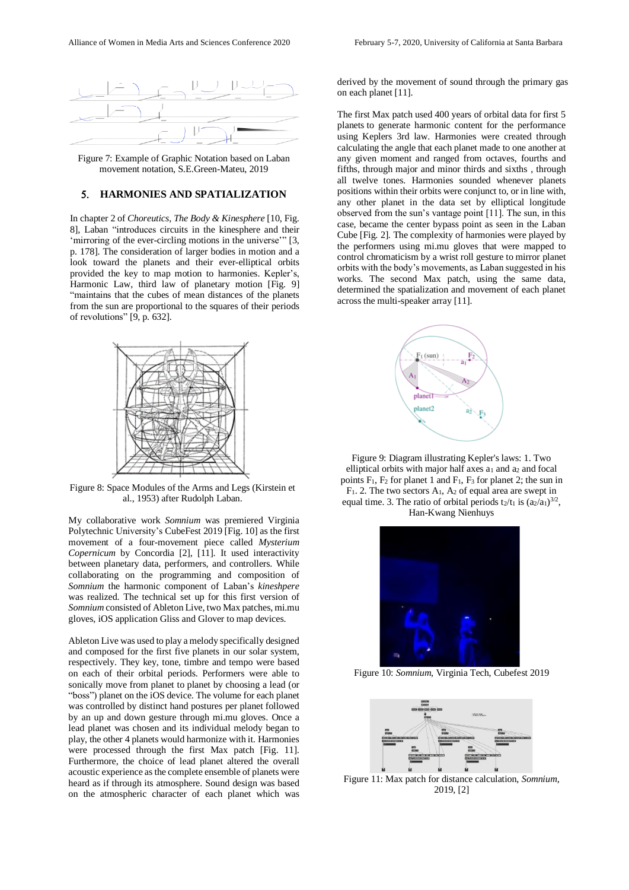Figure 7: Example of Graphic Notation based on Laban movement notation, S.E.Green-Mateu, 2019

## 5. HARMONIES AND SPATIALIZATION

In chapter 2 of *Choreutics*, *The Body & Kinesphere* [10, Fig. 8], Laban "introduces circuits in the kinesphere and their 'mirroring of the ever-circling motions in the universe'" [3, p. 178]. The consideration of larger bodies in motion and a look toward the planets and their ever-elliptical orbits provided the key to map motion to harmonies. Kepler's, Harmonic Law, third law of planetary motion [Fig. 9] "maintains that the cubes of mean distances of the planets from the sun are proportional to the squares of their periods of revolutions" [9, p. 632].

Figure 8: Space Modules of the Arms and Legs (Kirstein et al., 1953) after Rudolph Laban.

My collaborative work *Somnium* was premiered Virginia Polytechnic University's CubeFest 2019 [Fig. 10] as the first movement of a four-movement piece called *Mysterium Copernicum* by Concordia [2], [11]. It used interactivity between planetary data, performers, and controllers. While collaborating on the programming and composition of *Somnium* the harmonic component of Laban's *kineshpere* was realized. The technical set up for this first version of *Somnium* consisted of Ableton Live, two Max patches, mi.mu gloves, iOS application Gliss and Glover to map devices.

Ableton Live was used to play a melody specifically designed and composed for the first five planets in our solar system, respectively. They key, tone, timbre and tempo were based on each of their orbital periods. Performers were able to sonically move from planet to planet by choosing a lead (or "boss") planet on the iOS device. The volume for each planet was controlled by distinct hand postures per planet followed by an up and down gesture through mi.mu gloves. Once a lead planet was chosen and its individual melody began to play, the other 4 planets would harmonize with it. Harmonies were processed through the first Max patch [Fig. 11]. Furthermore, the choice of lead planet altered the overall acoustic experience as the complete ensemble of planets were heard as if through its atmosphere. Sound design was based on the atmospheric character of each planet which was derived by the movement of sound through the primary gas on each planet [11].

The first Max patch used 400 years of orbital data for first 5 planets to generate harmonic content for the performance using Keplers 3rd law. Harmonies were created through calculating the angle that each planet made to one another at any given moment and ranged from octaves, fourths and fifths, through major and minor thirds and sixths , through all twelve tones. Harmonies sounded whenever planets positions within their orbits were conjunct to, or in line with, any other planet in the data set by elliptical longitude observed from the sun's vantage point [11]. The sun, in this case, became the center bypass point as seen in the Laban Cube [Fig. 2]. The complexity of harmonies were played by the performers using mi.mu gloves that were mapped to control chromaticism by a wrist roll gesture to mirror planet orbits with the body's movements, as Laban suggested in his works. The second Max patch, using the same data, determined the spatialization and movement of each planet across the multi-speaker array [11].

Figure 9: Diagram illustrating Kepler's laws: 1. Two elliptical orbits with major half axes $a_1$ and $a_2$ and focal points $F_1$, $F_2$ for planet 1 and $F_1$, $F_3$ for planet 2; the sun in $F_1$. 2. The two sectors $A_1$, $A_2$ of equal area are swept in equal time. 3. The ratio of orbital periods $t_2/t_1$ is $(a_2/a_1)^{3/2}$, Han-Kwang Nienhuys

Figure 10: *Somnium*, Virginia Tech, Cubefest 2019

Figure 11: Max patch for distance calculation, *Somnium*, 2019, [2]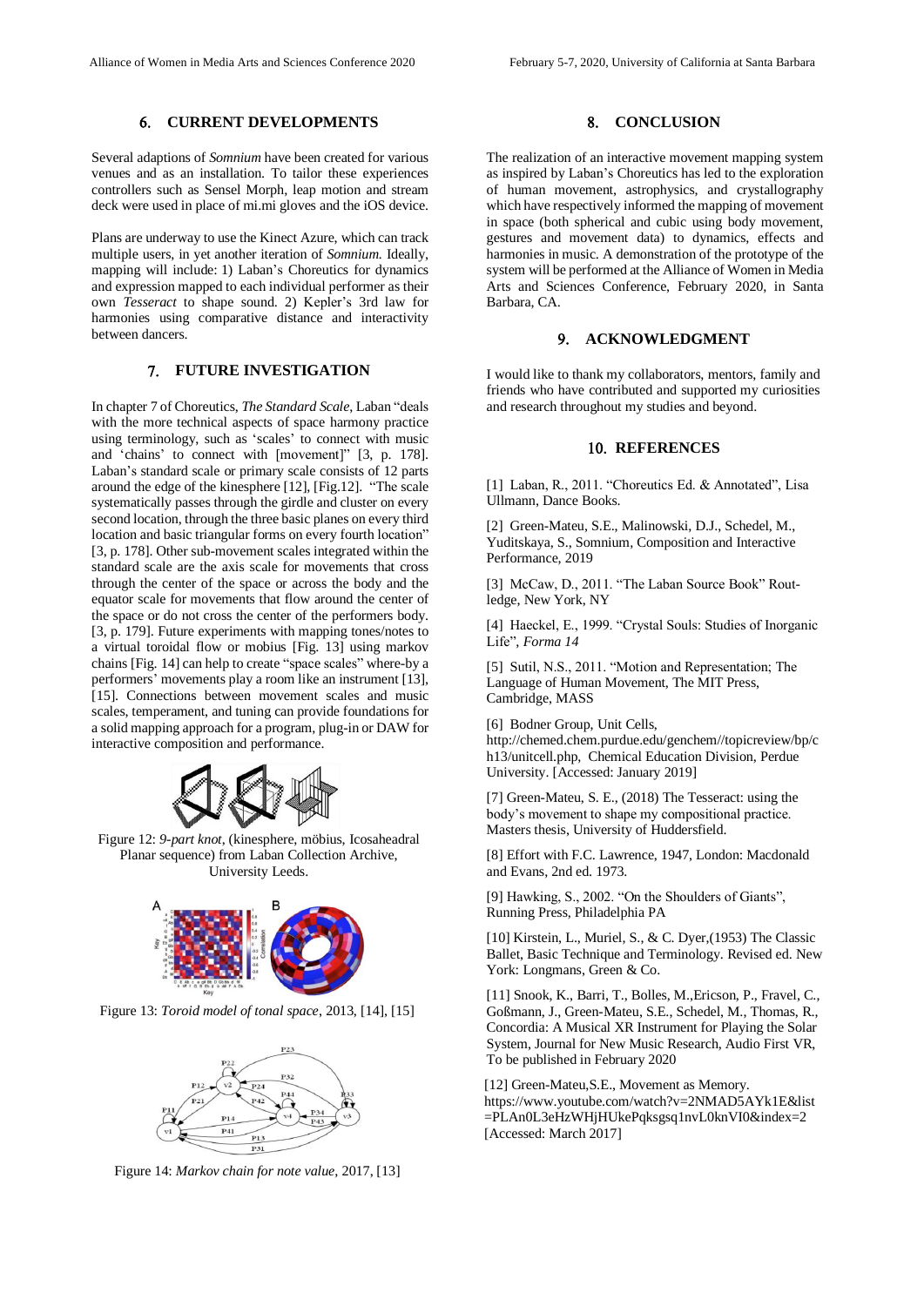## 6. CURRENT DEVELOPMENTS

Several adaptions of *Somnium* have been created for various venues and as an installation. To tailor these experiences controllers such as Sensel Morph, leap motion and stream deck were used in place of mi.mi gloves and the iOS device.

Plans are underway to use the Kinect Azure, which can track multiple users, in yet another iteration of *Somnium.* Ideally, mapping will include: 1) Laban's Choreutics for dynamics and expression mapped to each individual performer as their own *Tesseract* to shape sound. 2) Kepler's 3rd law for harmonies using comparative distance and interactivity between dancers.

## 7. FUTURE INVESTIGATION

In chapter 7 of Choreutics, *The Standard Scale*, Laban "deals with the more technical aspects of space harmony practice using terminology, such as 'scales' to connect with music and 'chains' to connect with [movement]" [3, p. 178]. Laban's standard scale or primary scale consists of 12 parts around the edge of the kinesphere [12], [Fig.12]. "The scale systematically passes through the girdle and cluster on every second location, through the three basic planes on every third location and basic triangular forms on every fourth location" [3, p. 178]. Other sub-movement scales integrated within the standard scale are the axis scale for movements that cross through the center of the space or across the body and the equator scale for movements that flow around the center of the space or do not cross the center of the performers body. [3, p. 179]. Future experiments with mapping tones/notes to a virtual toroidal flow or mobius [Fig. 13] using markov chains [Fig. 14] can help to create "space scales" where-by a performers' movements play a room like an instrument [13], [15]. Connections between movement scales and music scales, temperament, and tuning can provide foundations for a solid mapping approach for a program, plug-in or DAW for interactive composition and performance.

Figure 12: *9-part knot*, (kinesphere, möbius, Icosaheadral Planar sequence) from Laban Collection Archive, University Leeds.

Figure 13: *Toroid model of tonal space*, 2013, [14], [15]

Figure 14: *Markov chain for note value*, 2017, [13]

## 8. CONCLUSION

The realization of an interactive movement mapping system as inspired by Laban's Choreutics has led to the exploration of human movement, astrophysics, and crystallography which have respectively informed the mapping of movement in space (both spherical and cubic using body movement, gestures and movement data) to dynamics, effects and harmonies in music. A demonstration of the prototype of the system will be performed at the Alliance of Women in Media Arts and Sciences Conference, February 2020, in Santa Barbara, CA.

## 9. ACKNOWLEDGMENT

I would like to thank my collaborators, mentors, family and friends who have contributed and supported my curiosities and research throughout my studies and beyond.

## 10. REFERENCES

[1] Laban, R., 2011. "Choreutics Ed. & Annotated", Lisa Ullmann, Dance Books.

[2] Green-Mateu, S.E., Malinowski, D.J., Schedel, M., Yuditskaya, S., Somnium, Composition and Interactive Performance, 2019

[3] McCaw, D., 2011. "The Laban Source Book" Rout-ledge, New York, NY

[4] Haeckel, E., 1999. "Crystal Souls: Studies of Inorganic Life", *Forma 14*

[5] Sutil, N.S., 2011. "Motion and Representation; The Language of Human Movement, The MIT Press, Cambridge, MASS

[6] Bodner Group, Unit Cells, http://chemed.chem.purdue.edu/genchem//topicreview/bp/ch13/unitcell.php, Chemical Education Division, Perdue University. [Accessed: January 2019]

[7] Green-Mateu, S. E., (2018) The Tesseract: using the body's movement to shape my compositional practice. Masters thesis, University of Huddersfield.

[8] Effort with F.C. Lawrence, 1947, London: Macdonald and Evans, 2nd ed. 1973.

[9] Hawking, S., 2002. "On the Shoulders of Giants", Running Press, Philadelphia PA

[10] Kirstein, L., Muriel, S., & C. Dyer,(1953) The Classic Ballet, Basic Technique and Terminology. Revised ed. New York: Longmans, Green & Co.

[11] Snook, K., Barri, T., Bolles, M.,Ericson, P., Fravel, C., Goßmann, J., Green-Mateu, S.E., Schedel, M., Thomas, R., Concordia: A Musical XR Instrument for Playing the Solar System, Journal for New Music Research, Audio First VR, To be published in February 2020

[12] Green-Mateu,S.E., Movement as Memory. https://www.youtube.com/watch?v=2NMAD5AYk1E&list=PLAn0L3eHzWHjHUkePqksgsq1nvL0knVI0&index=2 [Accessed: March 2017]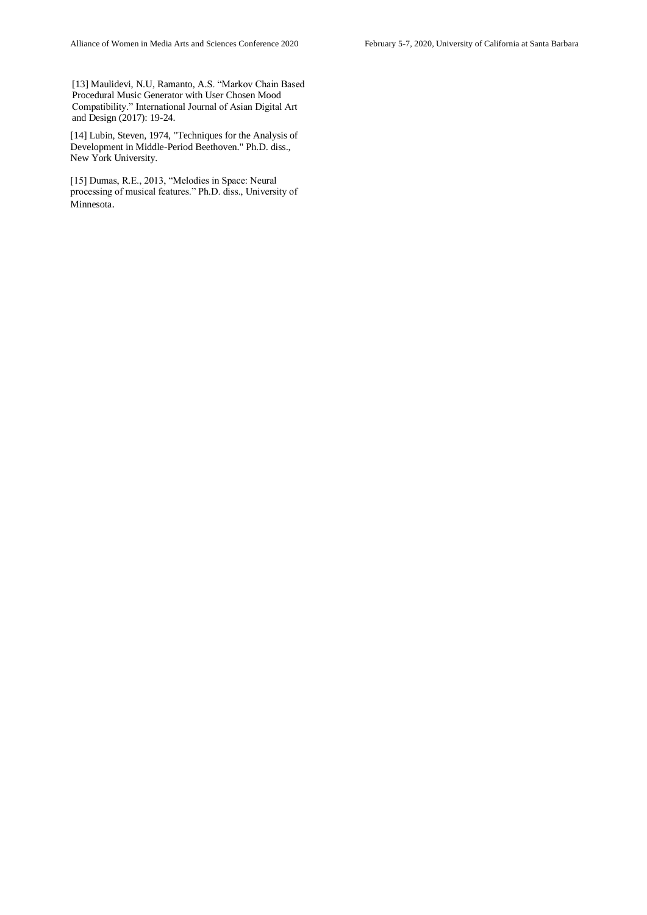[13] Maulidevi, N.U, Ramanto, A.S. "Markov Chain Based Procedural Music Generator with User Chosen Mood Compatibility." International Journal of Asian Digital Art and Design (2017): 19-24.

[14] Lubin, Steven, 1974, "Techniques for the Analysis of Development in Middle-Period Beethoven." Ph.D. diss., New York University.

[15] Dumas, R.E., 2013, "Melodies in Space: Neural processing of musical features." Ph.D. diss., University of Minnesota.